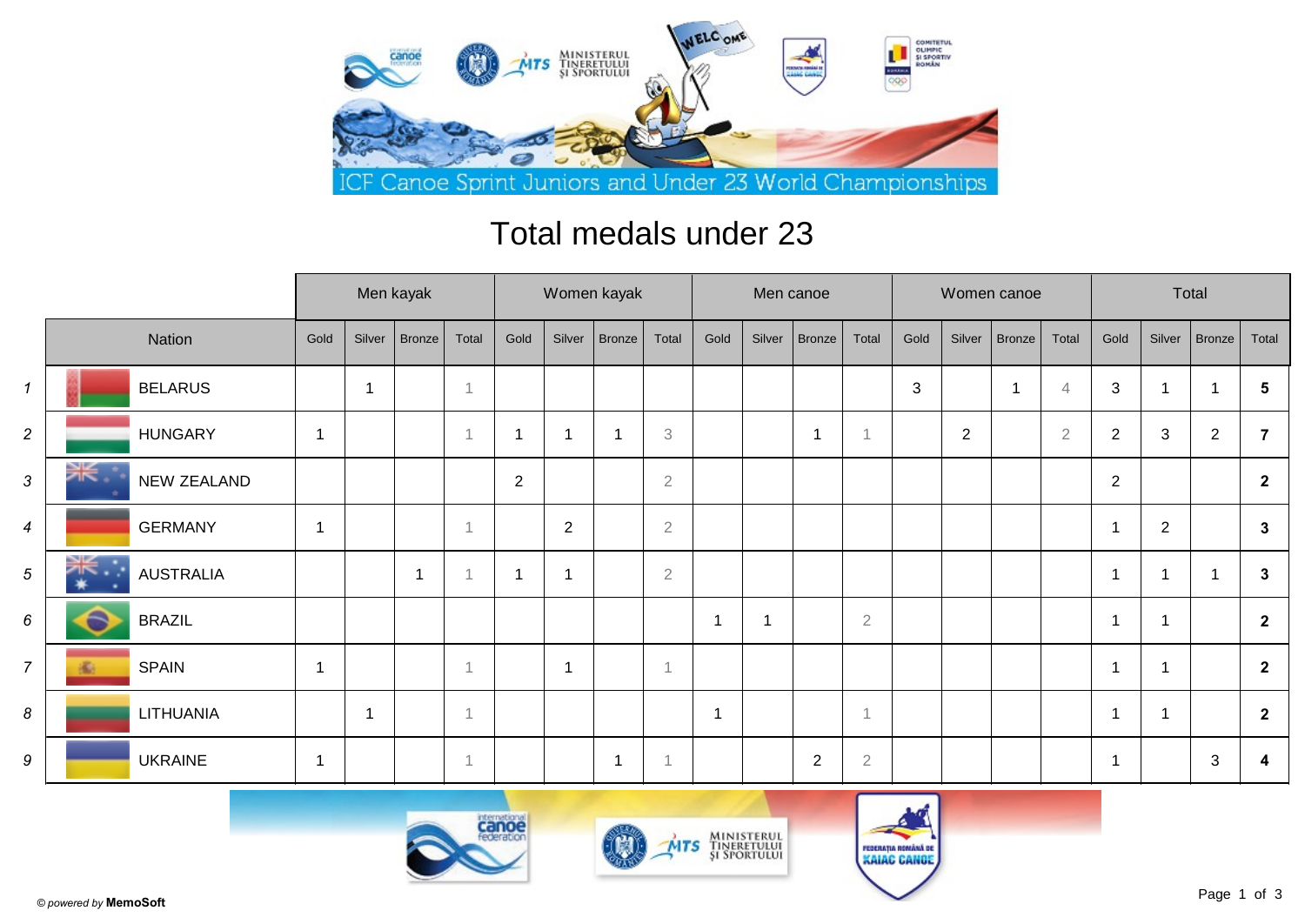ICF Canoe Sprint Juniors and Under 23 World Championships

# Total medals under 23

| | Nation | Men kayak | | | | Women kayak | | | | Men canoe | | | | Women canoe | | | | Total | | | |
|---|---|---|---|---|---|---|---|---|---|---|---|---|---|---|---|---|---|---|---|---|---|
| | | Gold | Silver | Bronze | Total | Gold | Silver | Bronze | Total | Gold | Silver | Bronze | Total | Gold | Silver | Bronze | Total | Gold | Silver | Bronze | Total |
| 1 | BELARUS | | 1 | | 1 | | | | | | | | | 3 | | 1 | 4 | 3 | 1 | 1 | **5** |
| 2 | HUNGARY | 1 | | | 1 | 1 | 1 | 1 | 3 | | | 1 | 1 | | 2 | | 2 | 2 | 3 | 2 | **7** |
| 3 | NEW ZEALAND | | | | | 2 | | | 2 | | | | | | | | | 2 | | | **2** |
| 4 | GERMANY | 1 | | | 1 | | 2 | | 2 | | | | | | | | | 1 | 2 | | **3** |
| 5 | AUSTRALIA | | | 1 | 1 | 1 | 1 | | 2 | | | | | | | | | 1 | 1 | 1 | **3** |
| 6 | BRAZIL | | | | | | | | | 1 | 1 | | 2 | | | | | 1 | 1 | | **2** |
| 7 | SPAIN | 1 | | | 1 | | 1 | | 1 | | | | | | | | | 1 | 1 | | **2** |
| 8 | LITHUANIA | | 1 | | 1 | | | | | 1 | | | 1 | | | | | 1 | 1 | | **2** |
| 9 | UKRAINE | 1 | | | 1 | | | 1 | 1 | | | 2 | 2 | | | | | 1 | | 3 | **4** |

© *powered by* **MemoSoft**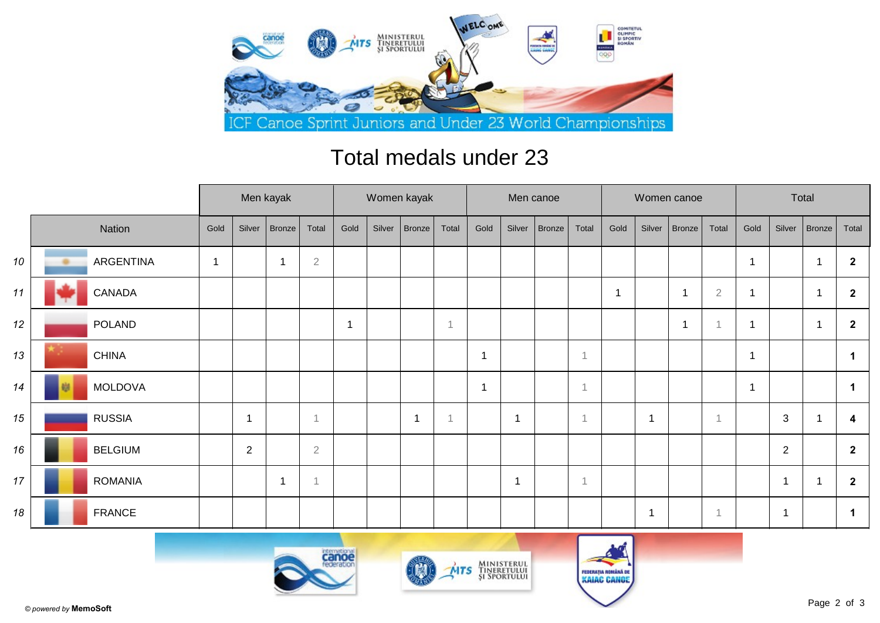ICF Canoe Sprint Juniors and Under 23 World Championships

# Total medals under 23

| | | Men kayak | | | | Women kayak | | | | Men canoe | | | | Women canoe | | | | Total | | | |
|---|---|---|---|---|---|---|---|---|---|---|---|---|---|---|---|---|---|---|---|---|---|
| | Nation | Gold | Silver | Bronze | Total | Gold | Silver | Bronze | Total | Gold | Silver | Bronze | Total | Gold | Silver | Bronze | Total | Gold | Silver | Bronze | Total |
| 10 | ARGENTINA | 1 | | 1 | 2 | | | | | | | | | | | | | 1 | | 1 | **2** |
| 11 | CANADA | | | | | | | | | | | | | 1 | | 1 | 2 | 1 | | 1 | **2** |
| 12 | POLAND | | | | | 1 | | | 1 | | | | | | | 1 | 1 | 1 | | 1 | **2** |
| 13 | CHINA | | | | | | | | | 1 | | | 1 | | | | | 1 | | | **1** |
| 14 | MOLDOVA | | | | | | | | | 1 | | | 1 | | | | | 1 | | | **1** |
| 15 | RUSSIA | | 1 | | 1 | | | 1 | 1 | | 1 | | 1 | | 1 | | 1 | | 3 | 1 | **4** |
| 16 | BELGIUM | | 2 | | 2 | | | | | | | | | | | | | | 2 | | **2** |
| 17 | ROMANIA | | | 1 | 1 | | | | | | 1 | | 1 | | | | | | 1 | 1 | **2** |
| 18 | FRANCE | | | | | | | | | | | | | | 1 | | 1 | | 1 | | **1** |

© powered by **MemoSoft**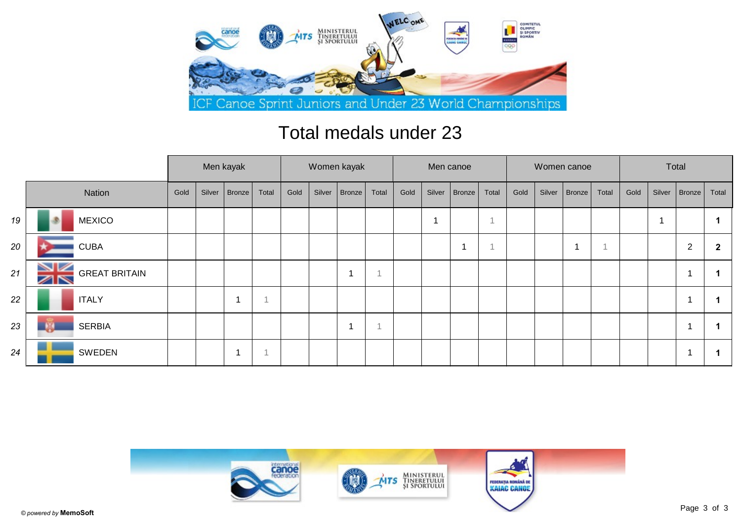ICF Canoe Sprint Juniors and Under 23 World Championships

# Total medals under 23

| | Nation | Men kayak | | | | Women kayak | | | | Men canoe | | | | Women canoe | | | | Total | | | |
|---|---|---|---|---|---|---|---|---|---|---|---|---|---|---|---|---|---|---|---|---|---|
| | | Gold | Silver | Bronze | Total | Gold | Silver | Bronze | Total | Gold | Silver | Bronze | Total | Gold | Silver | Bronze | Total | Gold | Silver | Bronze | Total |
| 19 | MEXICO | | | | | | | | | | 1 | | 1 | | | | | | 1 | | **1** |
| 20 | CUBA | | | | | | | | | | | 1 | 1 | | | 1 | 1 | | | 2 | **2** |
| 21 | GREAT BRITAIN | | | | | | | 1 | 1 | | | | | | | | | | | 1 | **1** |
| 22 | ITALY | | | 1 | 1 | | | | | | | | | | | | | | | 1 | **1** |
| 23 | SERBIA | | | | | | | 1 | 1 | | | | | | | | | | | 1 | **1** |
| 24 | SWEDEN | | | 1 | 1 | | | | | | | | | | | | | | | 1 | **1** |

© *powered by* **MemoSoft**